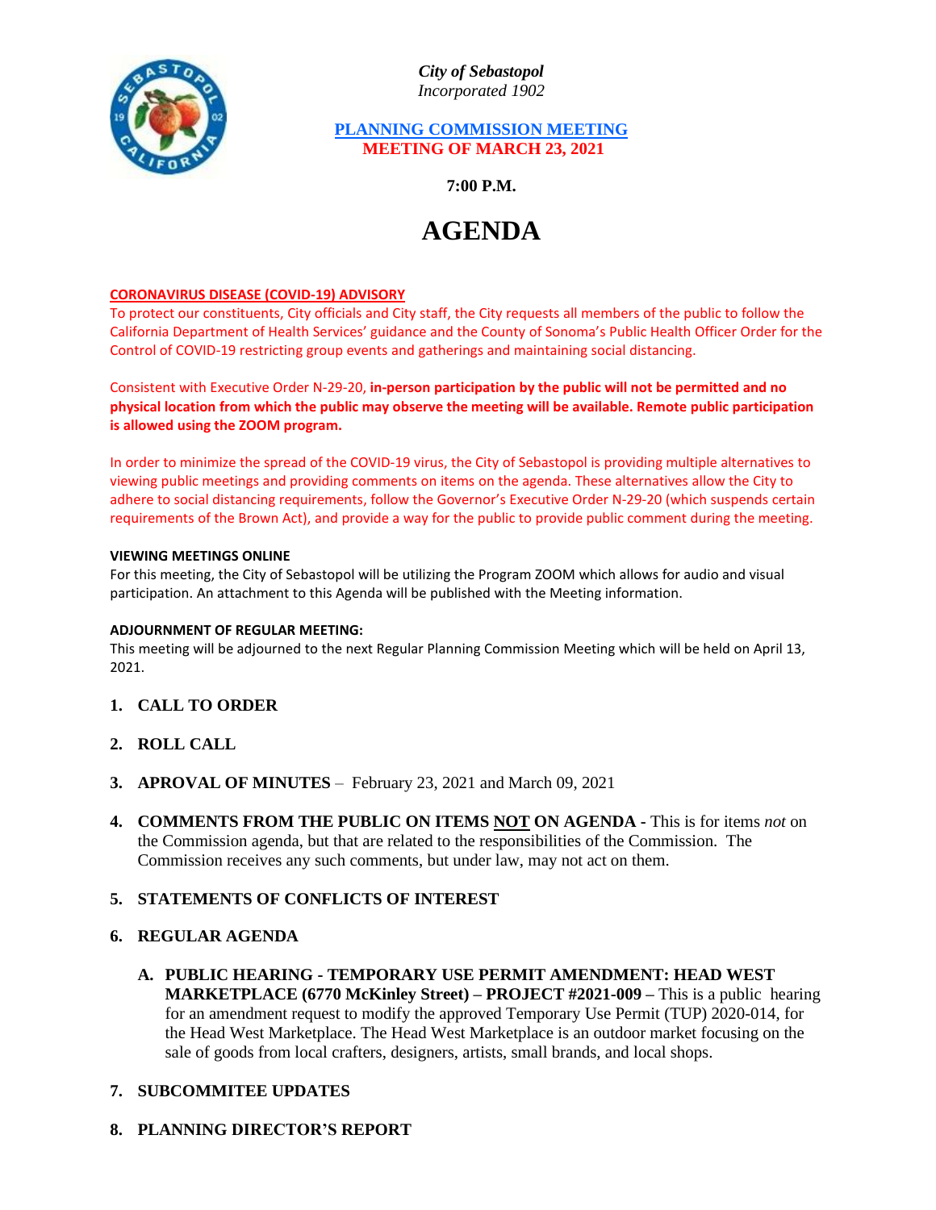*City of Sebastopol*
*Incorporated 1902*

**PLANNING COMMISSION MEETING**
**MEETING OF MARCH 23, 2021**

**7:00 P.M.**

# AGENDA

**CORONAVIRUS DISEASE (COVID-19) ADVISORY**

To protect our constituents, City officials and City staff, the City requests all members of the public to follow the California Department of Health Services' guidance and the County of Sonoma's Public Health Officer Order for the Control of COVID-19 restricting group events and gatherings and maintaining social distancing.

Consistent with Executive Order N-29-20, **in-person participation by the public will not be permitted and no physical location from which the public may observe the meeting will be available. Remote public participation is allowed using the ZOOM program.**

In order to minimize the spread of the COVID-19 virus, the City of Sebastopol is providing multiple alternatives to viewing public meetings and providing comments on items on the agenda. These alternatives allow the City to adhere to social distancing requirements, follow the Governor's Executive Order N-29-20 (which suspends certain requirements of the Brown Act), and provide a way for the public to provide public comment during the meeting.

**VIEWING MEETINGS ONLINE**

For this meeting, the City of Sebastopol will be utilizing the Program ZOOM which allows for audio and visual participation. An attachment to this Agenda will be published with the Meeting information.

**ADJOURNMENT OF REGULAR MEETING:**

This meeting will be adjourned to the next Regular Planning Commission Meeting which will be held on April 13, 2021.

1. **CALL TO ORDER**
2. **ROLL CALL**
3. **APROVAL OF MINUTES** – February 23, 2021 and March 09, 2021
4. **COMMENTS FROM THE PUBLIC ON ITEMS NOT ON AGENDA -** This is for items *not* on the Commission agenda, but that are related to the responsibilities of the Commission. The Commission receives any such comments, but under law, may not act on them.
5. **STATEMENTS OF CONFLICTS OF INTEREST**
6. **REGULAR AGENDA**
   A. **PUBLIC HEARING - TEMPORARY USE PERMIT AMENDMENT: HEAD WEST MARKETPLACE (6770 McKinley Street) – PROJECT #2021-009 –** This is a public hearing for an amendment request to modify the approved Temporary Use Permit (TUP) 2020-014, for the Head West Marketplace. The Head West Marketplace is an outdoor market focusing on the sale of goods from local crafters, designers, artists, small brands, and local shops.
7. **SUBCOMMITEE UPDATES**
8. **PLANNING DIRECTOR'S REPORT**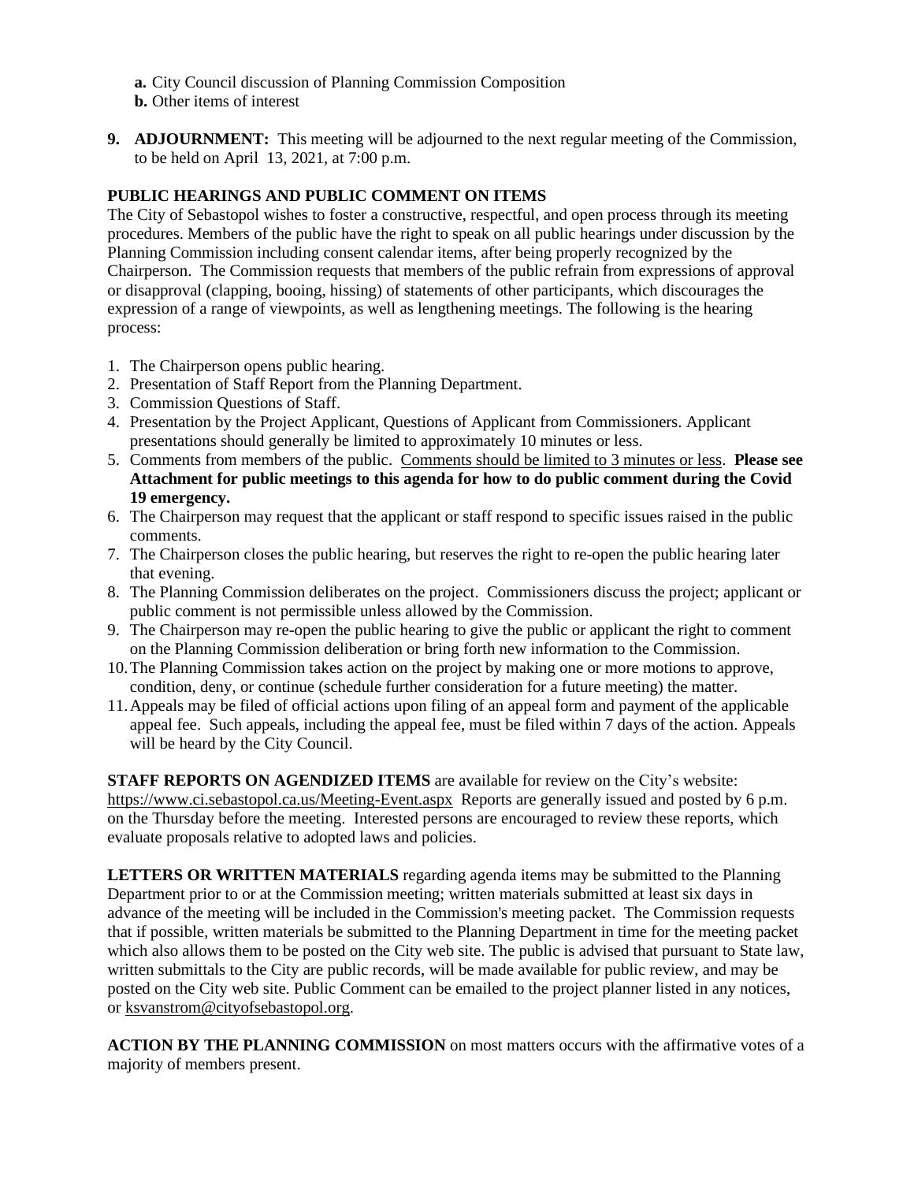**a.** City Council discussion of Planning Commission Composition
**b.** Other items of interest

**9. ADJOURNMENT:** This meeting will be adjourned to the next regular meeting of the Commission, to be held on April 13, 2021, at 7:00 p.m.

**PUBLIC HEARINGS AND PUBLIC COMMENT ON ITEMS**

The City of Sebastopol wishes to foster a constructive, respectful, and open process through its meeting procedures. Members of the public have the right to speak on all public hearings under discussion by the Planning Commission including consent calendar items, after being properly recognized by the Chairperson. The Commission requests that members of the public refrain from expressions of approval or disapproval (clapping, booing, hissing) of statements of other participants, which discourages the expression of a range of viewpoints, as well as lengthening meetings. The following is the hearing process:

1. The Chairperson opens public hearing.
2. Presentation of Staff Report from the Planning Department.
3. Commission Questions of Staff.
4. Presentation by the Project Applicant, Questions of Applicant from Commissioners. Applicant presentations should generally be limited to approximately 10 minutes or less.
5. Comments from members of the public. Comments should be limited to 3 minutes or less. **Please see Attachment for public meetings to this agenda for how to do public comment during the Covid 19 emergency.**
6. The Chairperson may request that the applicant or staff respond to specific issues raised in the public comments.
7. The Chairperson closes the public hearing, but reserves the right to re-open the public hearing later that evening.
8. The Planning Commission deliberates on the project. Commissioners discuss the project; applicant or public comment is not permissible unless allowed by the Commission.
9. The Chairperson may re-open the public hearing to give the public or applicant the right to comment on the Planning Commission deliberation or bring forth new information to the Commission.
10. The Planning Commission takes action on the project by making one or more motions to approve, condition, deny, or continue (schedule further consideration for a future meeting) the matter.
11. Appeals may be filed of official actions upon filing of an appeal form and payment of the applicable appeal fee. Such appeals, including the appeal fee, must be filed within 7 days of the action. Appeals will be heard by the City Council.

**STAFF REPORTS ON AGENDIZED ITEMS** are available for review on the City's website: https://www.ci.sebastopol.ca.us/Meeting-Event.aspx Reports are generally issued and posted by 6 p.m. on the Thursday before the meeting. Interested persons are encouraged to review these reports, which evaluate proposals relative to adopted laws and policies.

**LETTERS OR WRITTEN MATERIALS** regarding agenda items may be submitted to the Planning Department prior to or at the Commission meeting; written materials submitted at least six days in advance of the meeting will be included in the Commission's meeting packet. The Commission requests that if possible, written materials be submitted to the Planning Department in time for the meeting packet which also allows them to be posted on the City web site. The public is advised that pursuant to State law, written submittals to the City are public records, will be made available for public review, and may be posted on the City web site. Public Comment can be emailed to the project planner listed in any notices, or ksvanstrom@cityofsebastopol.org.

**ACTION BY THE PLANNING COMMISSION** on most matters occurs with the affirmative votes of a majority of members present.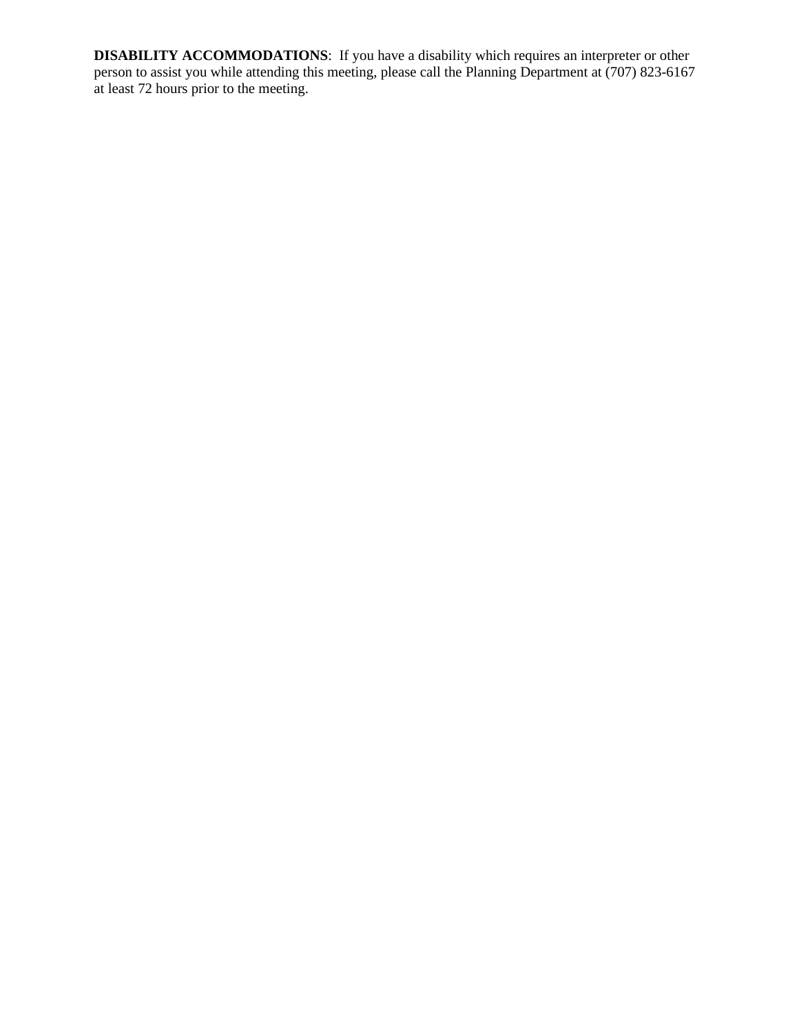**DISABILITY ACCOMMODATIONS**: If you have a disability which requires an interpreter or other person to assist you while attending this meeting, please call the Planning Department at (707) 823-6167 at least 72 hours prior to the meeting.